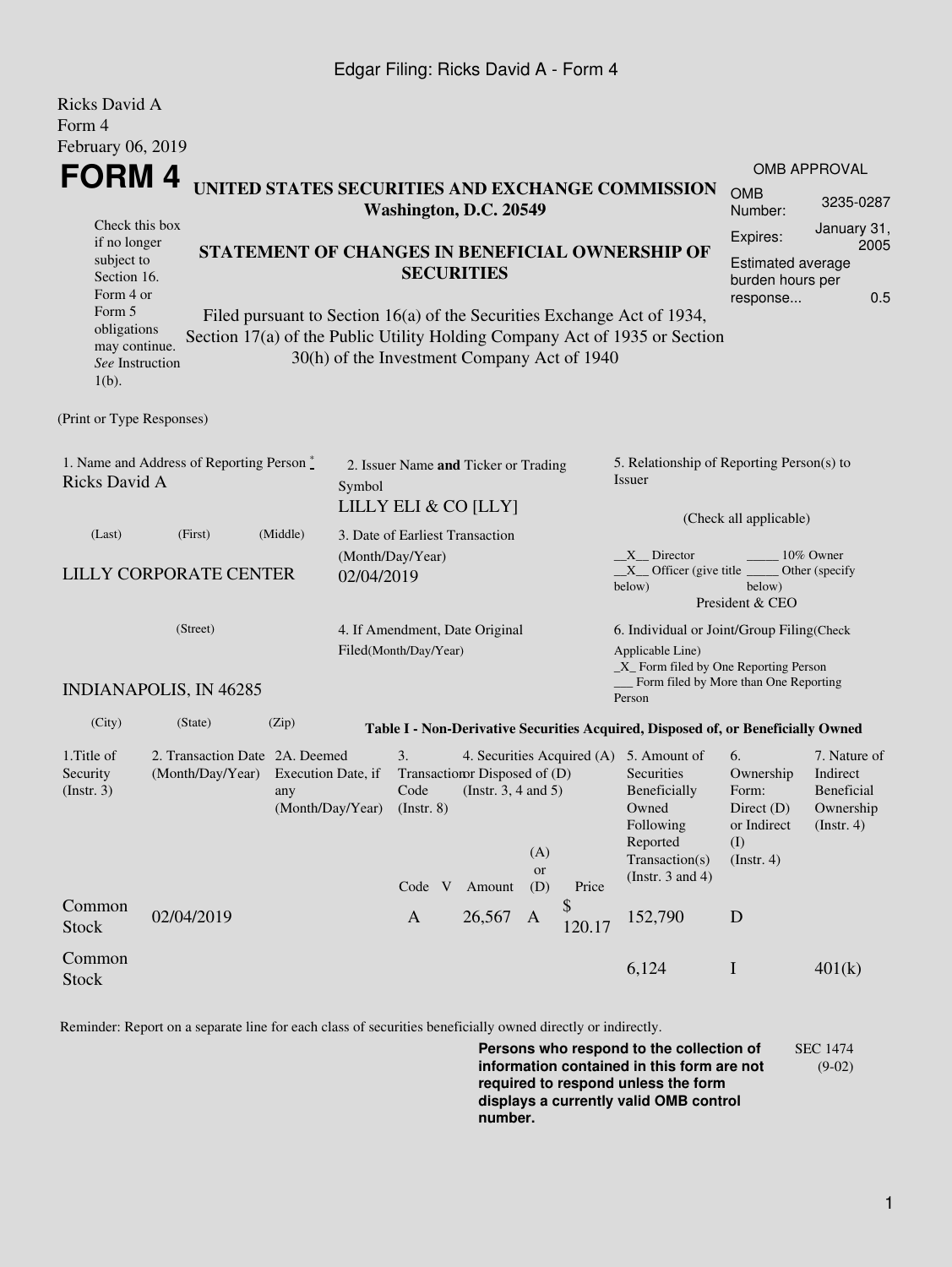Edgar Filing: Ricks David A - Form 4

Ricks David A
Form 4
February 06, 2019

# FORM 4

**UNITED STATES SECURITIES AND EXCHANGE COMMISSION**
**Washington, D.C. 20549**

Check this box if no longer subject to Section 16. Form 4 or Form 5 obligations may continue. *See* Instruction 1(b).

**STATEMENT OF CHANGES IN BENEFICIAL OWNERSHIP OF SECURITIES**

Filed pursuant to Section 16(a) of the Securities Exchange Act of 1934, Section 17(a) of the Public Utility Holding Company Act of 1935 or Section 30(h) of the Investment Company Act of 1940

| OMB APPROVAL | |
|---|---|
| OMB Number: | 3235-0287 |
| Expires: | January 31, 2005 |
| Estimated average burden hours per response... | 0.5 |

(Print or Type Responses)

1. Name and Address of Reporting Person *
Ricks David A

(Last) (First) (Middle)

LILLY CORPORATE CENTER

(Street)

INDIANAPOLIS, IN 46285

(City) (State) (Zip)

2. Issuer Name **and** Ticker or Trading Symbol
LILLY ELI & CO [LLY]

3. Date of Earliest Transaction (Month/Day/Year)
02/04/2019

4. If Amendment, Date Original Filed(Month/Day/Year)

5. Relationship of Reporting Person(s) to Issuer

(Check all applicable)

\_\_X\_\_ Director \_\_\_\_\_ 10% Owner
\_\_X\_\_ Officer (give title below) \_\_\_\_\_ Other (specify below)
President & CEO

6. Individual or Joint/Group Filing(Check Applicable Line)
\_X\_ Form filed by One Reporting Person
\_\_\_ Form filed by More than One Reporting Person

**Table I - Non-Derivative Securities Acquired, Disposed of, or Beneficially Owned**

| 1.Title of Security (Instr. 3) | 2. Transaction Date (Month/Day/Year) | 2A. Deemed Execution Date, if any (Month/Day/Year) | 3. Transaction Code (Instr. 8) | | 4. Securities Acquired (A) or Disposed of (D) (Instr. 3, 4 and 5) | | | 5. Amount of Securities Beneficially Owned Following Reported Transaction(s) (Instr. 3 and 4) | 6. Ownership Form: Direct (D) or Indirect (I) (Instr. 4) | 7. Nature of Indirect Beneficial Ownership (Instr. 4) |
|---|---|---|---|---|---|---|---|---|---|---|
| | | | Code | V | Amount | (A) or (D) | Price | | | |
| Common Stock | 02/04/2019 | | A | | 26,567 | A | $ 120.17 | 152,790 | D | |
| Common Stock | | | | | | | | 6,124 | I | 401(k) |

Reminder: Report on a separate line for each class of securities beneficially owned directly or indirectly.

**Persons who respond to the collection of information contained in this form are not required to respond unless the form displays a currently valid OMB control number.**

SEC 1474 (9-02)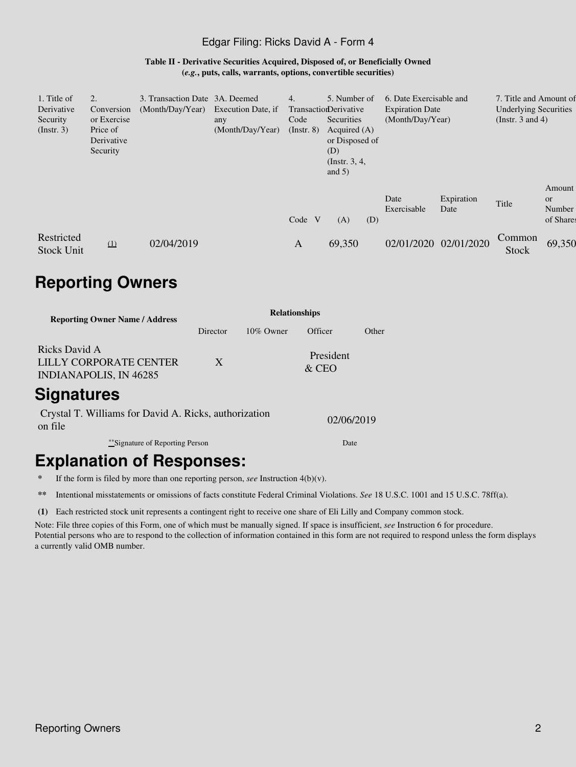Edgar Filing: Ricks David A - Form 4

**Table II - Derivative Securities Acquired, Disposed of, or Beneficially Owned**
**(*e.g.*, puts, calls, warrants, options, convertible securities)**

| 1. Title of Derivative Security (Instr. 3) | 2. Conversion or Exercise Price of Derivative Security | 3. Transaction Date (Month/Day/Year) | 3A. Deemed Execution Date, if any (Month/Day/Year) | 4. Transaction Code (Instr. 8) | | 5. Number of Derivative Securities Acquired (A) or Disposed of (D) (Instr. 3, 4, and 5) | | 6. Date Exercisable and Expiration Date (Month/Day/Year) | | 7. Title and Amount of Underlying Securities (Instr. 3 and 4) | |
|---|---|---|---|---|---|---|---|---|---|---|---|
| | | | | Code | V | (A) | (D) | Date Exercisable | Expiration Date | Title | Amount or Number of Shares |
| Restricted Stock Unit | (1) | 02/04/2019 | | A | | 69,350 | | 02/01/2020 | 02/01/2020 | Common Stock | 69,350 |

# Reporting Owners

| Reporting Owner Name / Address | Relationships | | | |
|---|---|---|---|---|
| | Director | 10% Owner | Officer | Other |
| Ricks David A<br>LILLY CORPORATE CENTER<br>INDIANAPOLIS, IN 46285 | X | | President & CEO | |

# Signatures

| | |
|---|---|
| Crystal T. Williams for David A. Ricks, authorization on file | 02/06/2019 |
| **Signature of Reporting Person | Date |

# Explanation of Responses:

\* If the form is filed by more than one reporting person, *see* Instruction 4(b)(v).

\*\* Intentional misstatements or omissions of facts constitute Federal Criminal Violations. *See* 18 U.S.C. 1001 and 15 U.S.C. 78ff(a).

**(1)** Each restricted stock unit represents a contingent right to receive one share of Eli Lilly and Company common stock.

Note: File three copies of this Form, one of which must be manually signed. If space is insufficient, *see* Instruction 6 for procedure.
Potential persons who are to respond to the collection of information contained in this form are not required to respond unless the form displays a currently valid OMB number.